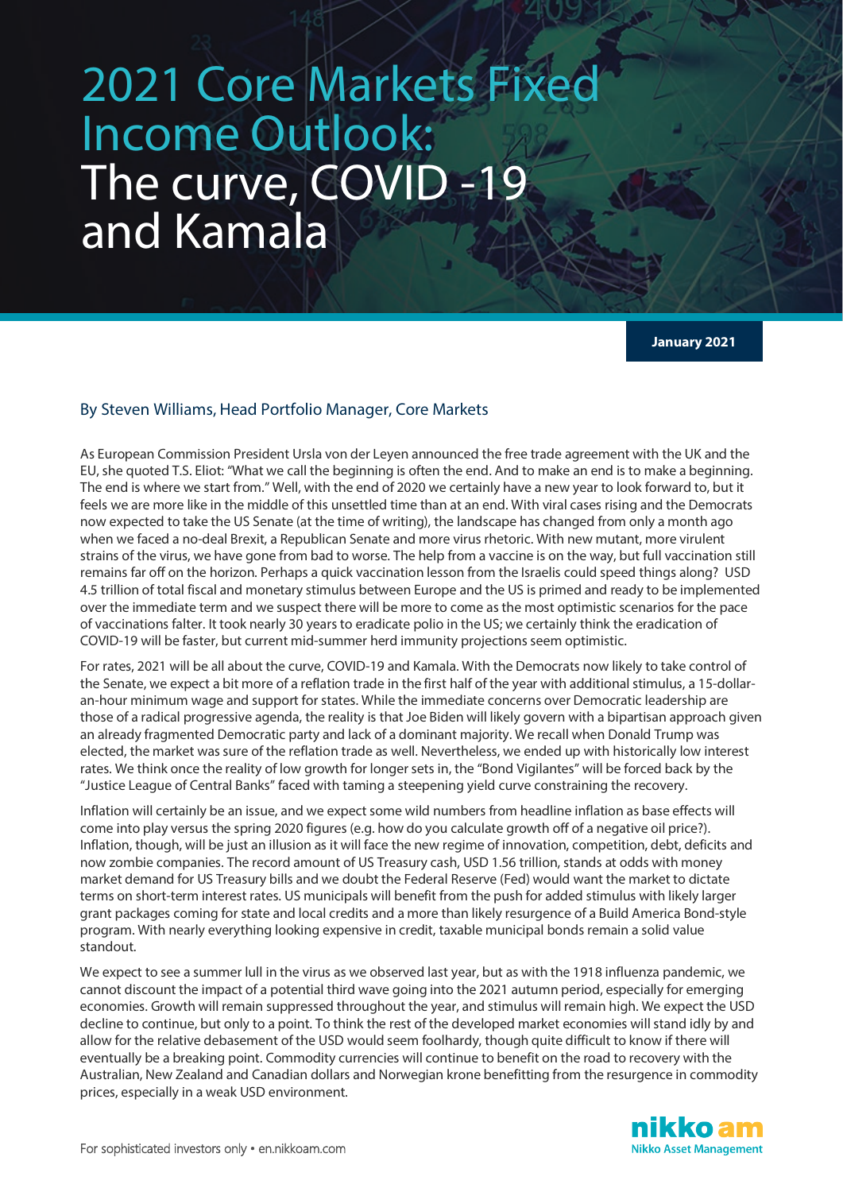# 2021 Core Markets Fixed Income Outlook: The curve, COVID -19 and Kamala

**January 2021**

By Steven Williams, Head Portfolio Manager, Core Markets

As European Commission President Ursla von der Leyen announced the free trade agreement with the UK and the EU, she quoted T.S. Eliot: "What we call the beginning is often the end. And to make an end is to make a beginning. The end is where we start from." Well, with the end of 2020 we certainly have a new year to look forward to, but it feels we are more like in the middle of this unsettled time than at an end. With viral cases rising and the Democrats now expected to take the US Senate (at the time of writing), the landscape has changed from only a month ago when we faced a no-deal Brexit, a Republican Senate and more virus rhetoric. With new mutant, more virulent strains of the virus, we have gone from bad to worse. The help from a vaccine is on the way, but full vaccination still remains far off on the horizon. Perhaps a quick vaccination lesson from the Israelis could speed things along? USD 4.5 trillion of total fiscal and monetary stimulus between Europe and the US is primed and ready to be implemented over the immediate term and we suspect there will be more to come as the most optimistic scenarios for the pace of vaccinations falter. It took nearly 30 years to eradicate polio in the US; we certainly think the eradication of COVID-19 will be faster, but current mid-summer herd immunity projections seem optimistic.

For rates, 2021 will be all about the curve, COVID-19 and Kamala. With the Democrats now likely to take control of the Senate, we expect a bit more of a reflation trade in the first half of the year with additional stimulus, a 15-dollar-an-hour minimum wage and support for states. While the immediate concerns over Democratic leadership are those of a radical progressive agenda, the reality is that Joe Biden will likely govern with a bipartisan approach given an already fragmented Democratic party and lack of a dominant majority. We recall when Donald Trump was elected, the market was sure of the reflation trade as well. Nevertheless, we ended up with historically low interest rates. We think once the reality of low growth for longer sets in, the "Bond Vigilantes" will be forced back by the "Justice League of Central Banks" faced with taming a steepening yield curve constraining the recovery.

Inflation will certainly be an issue, and we expect some wild numbers from headline inflation as base effects will come into play versus the spring 2020 figures (e.g. how do you calculate growth off of a negative oil price?). Inflation, though, will be just an illusion as it will face the new regime of innovation, competition, debt, deficits and now zombie companies. The record amount of US Treasury cash, USD 1.56 trillion, stands at odds with money market demand for US Treasury bills and we doubt the Federal Reserve (Fed) would want the market to dictate terms on short-term interest rates. US municipals will benefit from the push for added stimulus with likely larger grant packages coming for state and local credits and a more than likely resurgence of a Build America Bond-style program. With nearly everything looking expensive in credit, taxable municipal bonds remain a solid value standout.

We expect to see a summer lull in the virus as we observed last year, but as with the 1918 influenza pandemic, we cannot discount the impact of a potential third wave going into the 2021 autumn period, especially for emerging economies. Growth will remain suppressed throughout the year, and stimulus will remain high. We expect the USD decline to continue, but only to a point. To think the rest of the developed market economies will stand idly by and allow for the relative debasement of the USD would seem foolhardy, though quite difficult to know if there will eventually be a breaking point. Commodity currencies will continue to benefit on the road to recovery with the Australian, New Zealand and Canadian dollars and Norwegian krone benefitting from the resurgence in commodity prices, especially in a weak USD environment.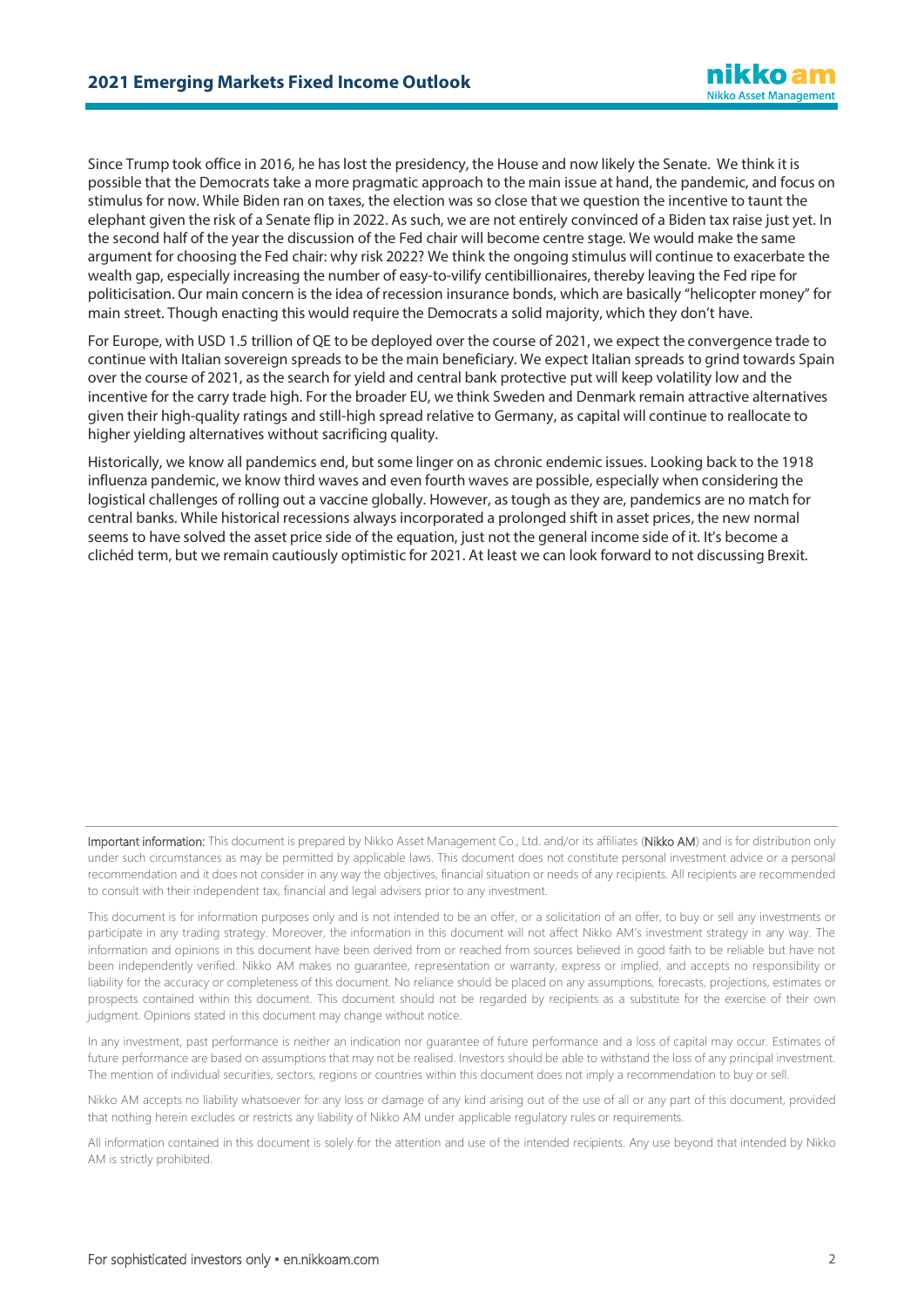Since Trump took office in 2016, he has lost the presidency, the House and now likely the Senate. We think it is possible that the Democrats take a more pragmatic approach to the main issue at hand, the pandemic, and focus on stimulus for now. While Biden ran on taxes, the election was so close that we question the incentive to taunt the elephant given the risk of a Senate flip in 2022. As such, we are not entirely convinced of a Biden tax raise just yet. In the second half of the year the discussion of the Fed chair will become centre stage. We would make the same argument for choosing the Fed chair: why risk 2022? We think the ongoing stimulus will continue to exacerbate the wealth gap, especially increasing the number of easy-to-vilify centibillionaires, thereby leaving the Fed ripe for politicisation. Our main concern is the idea of recession insurance bonds, which are basically "helicopter money" for main street. Though enacting this would require the Democrats a solid majority, which they don't have.

For Europe, with USD 1.5 trillion of QE to be deployed over the course of 2021, we expect the convergence trade to continue with Italian sovereign spreads to be the main beneficiary. We expect Italian spreads to grind towards Spain over the course of 2021, as the search for yield and central bank protective put will keep volatility low and the incentive for the carry trade high. For the broader EU, we think Sweden and Denmark remain attractive alternatives given their high-quality ratings and still-high spread relative to Germany, as capital will continue to reallocate to higher yielding alternatives without sacrificing quality.

Historically, we know all pandemics end, but some linger on as chronic endemic issues. Looking back to the 1918 influenza pandemic, we know third waves and even fourth waves are possible, especially when considering the logistical challenges of rolling out a vaccine globally. However, as tough as they are, pandemics are no match for central banks. While historical recessions always incorporated a prolonged shift in asset prices, the new normal seems to have solved the asset price side of the equation, just not the general income side of it. It's become a clichéd term, but we remain cautiously optimistic for 2021. At least we can look forward to not discussing Brexit.

---

**Important information:** This document is prepared by Nikko Asset Management Co., Ltd. and/or its affiliates (**Nikko AM**) and is for distribution only under such circumstances as may be permitted by applicable laws. This document does not constitute personal investment advice or a personal recommendation and it does not consider in any way the objectives, financial situation or needs of any recipients. All recipients are recommended to consult with their independent tax, financial and legal advisers prior to any investment.

This document is for information purposes only and is not intended to be an offer, or a solicitation of an offer, to buy or sell any investments or participate in any trading strategy. Moreover, the information in this document will not affect Nikko AM's investment strategy in any way. The information and opinions in this document have been derived from or reached from sources believed in good faith to be reliable but have not been independently verified. Nikko AM makes no guarantee, representation or warranty, express or implied, and accepts no responsibility or liability for the accuracy or completeness of this document. No reliance should be placed on any assumptions, forecasts, projections, estimates or prospects contained within this document. This document should not be regarded by recipients as a substitute for the exercise of their own judgment. Opinions stated in this document may change without notice.

In any investment, past performance is neither an indication nor guarantee of future performance and a loss of capital may occur. Estimates of future performance are based on assumptions that may not be realised. Investors should be able to withstand the loss of any principal investment. The mention of individual securities, sectors, regions or countries within this document does not imply a recommendation to buy or sell.

Nikko AM accepts no liability whatsoever for any loss or damage of any kind arising out of the use of all or any part of this document, provided that nothing herein excludes or restricts any liability of Nikko AM under applicable regulatory rules or requirements.

All information contained in this document is solely for the attention and use of the intended recipients. Any use beyond that intended by Nikko AM is strictly prohibited.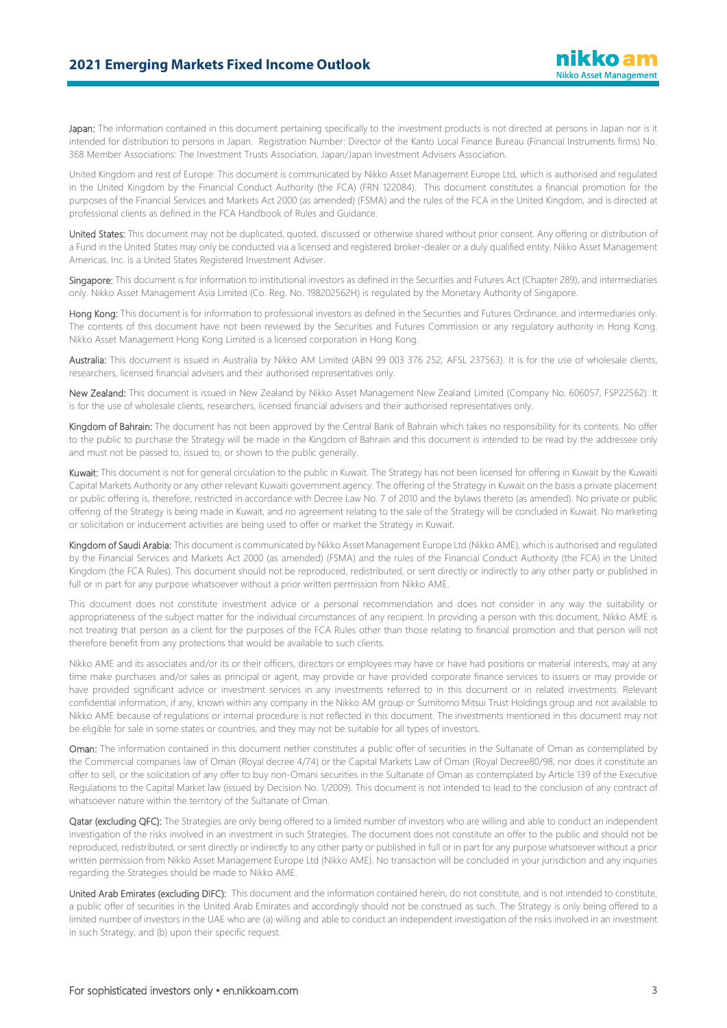**Japan:** The information contained in this document pertaining specifically to the investment products is not directed at persons in Japan nor is it intended for distribution to persons in Japan. Registration Number: Director of the Kanto Local Finance Bureau (Financial Instruments firms) No. 368 Member Associations: The Investment Trusts Association, Japan/Japan Investment Advisers Association.

United Kingdom and rest of Europe: This document is communicated by Nikko Asset Management Europe Ltd, which is authorised and regulated in the United Kingdom by the Financial Conduct Authority (the FCA) (FRN 122084). This document constitutes a financial promotion for the purposes of the Financial Services and Markets Act 2000 (as amended) (FSMA) and the rules of the FCA in the United Kingdom, and is directed at professional clients as defined in the FCA Handbook of Rules and Guidance.

**United States:** This document may not be duplicated, quoted, discussed or otherwise shared without prior consent. Any offering or distribution of a Fund in the United States may only be conducted via a licensed and registered broker-dealer or a duly qualified entity. Nikko Asset Management Americas, Inc. is a United States Registered Investment Adviser.

**Singapore:** This document is for information to institutional investors as defined in the Securities and Futures Act (Chapter 289), and intermediaries only. Nikko Asset Management Asia Limited (Co. Reg. No. 198202562H) is regulated by the Monetary Authority of Singapore.

**Hong Kong:** This document is for information to professional investors as defined in the Securities and Futures Ordinance, and intermediaries only. The contents of this document have not been reviewed by the Securities and Futures Commission or any regulatory authority in Hong Kong. Nikko Asset Management Hong Kong Limited is a licensed corporation in Hong Kong.

**Australia:** This document is issued in Australia by Nikko AM Limited (ABN 99 003 376 252, AFSL 237563). It is for the use of wholesale clients, researchers, licensed financial advisers and their authorised representatives only.

**New Zealand:** This document is issued in New Zealand by Nikko Asset Management New Zealand Limited (Company No. 606057, FSP22562). It is for the use of wholesale clients, researchers, licensed financial advisers and their authorised representatives only.

**Kingdom of Bahrain:** The document has not been approved by the Central Bank of Bahrain which takes no responsibility for its contents. No offer to the public to purchase the Strategy will be made in the Kingdom of Bahrain and this document is intended to be read by the addressee only and must not be passed to, issued to, or shown to the public generally.

**Kuwait:** This document is not for general circulation to the public in Kuwait. The Strategy has not been licensed for offering in Kuwait by the Kuwaiti Capital Markets Authority or any other relevant Kuwaiti government agency. The offering of the Strategy in Kuwait on the basis a private placement or public offering is, therefore, restricted in accordance with Decree Law No. 7 of 2010 and the bylaws thereto (as amended). No private or public offering of the Strategy is being made in Kuwait, and no agreement relating to the sale of the Strategy will be concluded in Kuwait. No marketing or solicitation or inducement activities are being used to offer or market the Strategy in Kuwait.

**Kingdom of Saudi Arabia:** This document is communicated by Nikko Asset Management Europe Ltd (Nikko AME), which is authorised and regulated by the Financial Services and Markets Act 2000 (as amended) (FSMA) and the rules of the Financial Conduct Authority (the FCA) in the United Kingdom (the FCA Rules). This document should not be reproduced, redistributed, or sent directly or indirectly to any other party or published in full or in part for any purpose whatsoever without a prior written permission from Nikko AME.

This document does not constitute investment advice or a personal recommendation and does not consider in any way the suitability or appropriateness of the subject matter for the individual circumstances of any recipient. In providing a person with this document, Nikko AME is not treating that person as a client for the purposes of the FCA Rules other than those relating to financial promotion and that person will not therefore benefit from any protections that would be available to such clients.

Nikko AME and its associates and/or its or their officers, directors or employees may have or have had positions or material interests, may at any time make purchases and/or sales as principal or agent, may provide or have provided corporate finance services to issuers or may provide or have provided significant advice or investment services in any investments referred to in this document or in related investments. Relevant confidential information, if any, known within any company in the Nikko AM group or Sumitomo Mitsui Trust Holdings group and not available to Nikko AME because of regulations or internal procedure is not reflected in this document. The investments mentioned in this document may not be eligible for sale in some states or countries, and they may not be suitable for all types of investors.

**Oman:** The information contained in this document nether constitutes a public offer of securities in the Sultanate of Oman as contemplated by the Commercial companies law of Oman (Royal decree 4/74) or the Capital Markets Law of Oman (Royal Decree80/98, nor does it constitute an offer to sell, or the solicitation of any offer to buy non-Omani securities in the Sultanate of Oman as contemplated by Article 139 of the Executive Regulations to the Capital Market law (issued by Decision No. 1/2009). This document is not intended to lead to the conclusion of any contract of whatsoever nature within the territory of the Sultanate of Oman.

**Qatar (excluding QFC):** The Strategies are only being offered to a limited number of investors who are willing and able to conduct an independent investigation of the risks involved in an investment in such Strategies. The document does not constitute an offer to the public and should not be reproduced, redistributed, or sent directly or indirectly to any other party or published in full or in part for any purpose whatsoever without a prior written permission from Nikko Asset Management Europe Ltd (Nikko AME). No transaction will be concluded in your jurisdiction and any inquiries regarding the Strategies should be made to Nikko AME.

**United Arab Emirates (excluding DIFC):** This document and the information contained herein, do not constitute, and is not intended to constitute, a public offer of securities in the United Arab Emirates and accordingly should not be construed as such. The Strategy is only being offered to a limited number of investors in the UAE who are (a) willing and able to conduct an independent investigation of the risks involved in an investment in such Strategy, and (b) upon their specific request.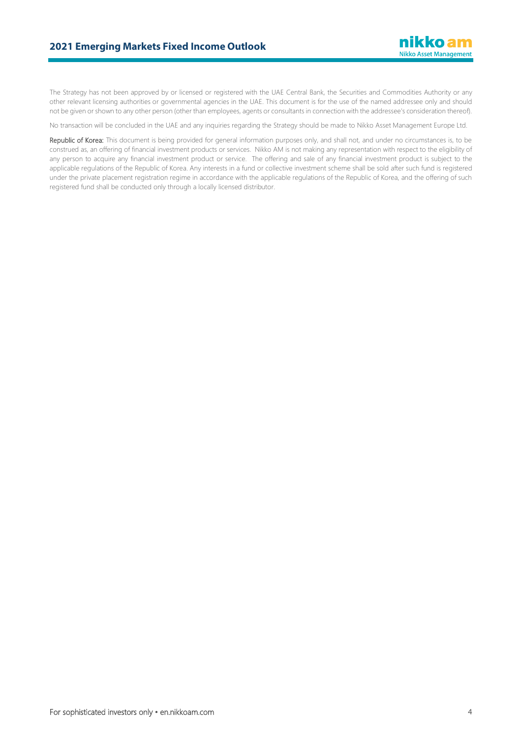The Strategy has not been approved by or licensed or registered with the UAE Central Bank, the Securities and Commodities Authority or any other relevant licensing authorities or governmental agencies in the UAE. This document is for the use of the named addressee only and should not be given or shown to any other person (other than employees, agents or consultants in connection with the addressee's consideration thereof).

No transaction will be concluded in the UAE and any inquiries regarding the Strategy should be made to Nikko Asset Management Europe Ltd.

Republic of Korea: This document is being provided for general information purposes only, and shall not, and under no circumstances is, to be construed as, an offering of financial investment products or services. Nikko AM is not making any representation with respect to the eligibility of any person to acquire any financial investment product or service. The offering and sale of any financial investment product is subject to the applicable regulations of the Republic of Korea. Any interests in a fund or collective investment scheme shall be sold after such fund is registered under the private placement registration regime in accordance with the applicable regulations of the Republic of Korea, and the offering of such registered fund shall be conducted only through a locally licensed distributor.